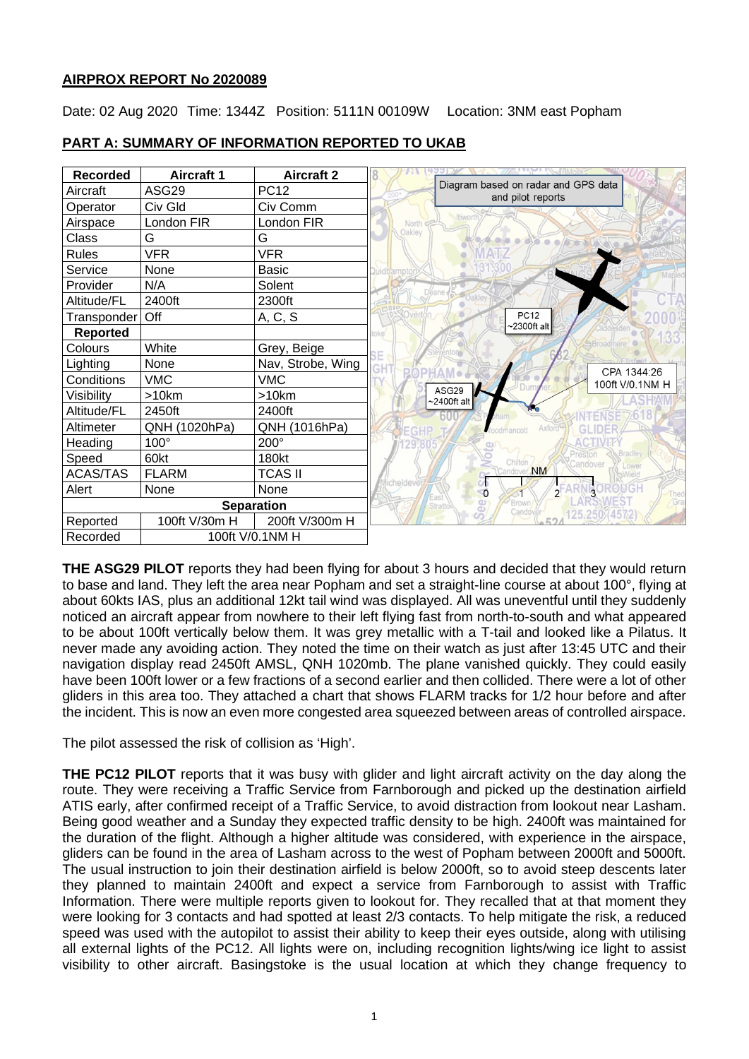## AIRPROX REPORT No 2020089

Date: 02 Aug 2020 Time: 1344Z Position: 5111N 00109W Location: 3NM east Popham

## PART A: SUMMARY OF INFORMATION REPORTED TO UKAB

| Recorded | Aircraft 1 | Aircraft 2 |
|---|---|---|
| Aircraft | ASG29 | PC12 |
| Operator | Civ Gld | Civ Comm |
| Airspace | London FIR | London FIR |
| Class | G | G |
| Rules | VFR | VFR |
| Service | None | Basic |
| Provider | N/A | Solent |
| Altitude/FL | 2400ft | 2300ft |
| Transponder | Off | A, C, S |
| **Reported** | | |
| Colours | White | Grey, Beige |
| Lighting | None | Nav, Strobe, Wing |
| Conditions | VMC | VMC |
| Visibility | >10km | >10km |
| Altitude/FL | 2450ft | 2400ft |
| Altimeter | QNH (1020hPa) | QNH (1016hPa) |
| Heading | 100° | 200° |
| Speed | 60kt | 180kt |
| ACAS/TAS | FLARM | TCAS II |
| Alert | None | None |
| **Separation** | | |
| Reported | 100ft V/30m H | 200ft V/300m H |
| Recorded | 100ft V/0.1NM H | |

Diagram based on radar and GPS data and pilot reports

PC12 ~2300ft alt

ASG29 ~2400ft alt

CPA 1344:26 100ft V/0.1NM H

NM 0 1 2 3

**THE ASG29 PILOT** reports they had been flying for about 3 hours and decided that they would return to base and land. They left the area near Popham and set a straight-line course at about 100°, flying at about 60kts IAS, plus an additional 12kt tail wind was displayed. All was uneventful until they suddenly noticed an aircraft appear from nowhere to their left flying fast from north-to-south and what appeared to be about 100ft vertically below them. It was grey metallic with a T-tail and looked like a Pilatus. It never made any avoiding action. They noted the time on their watch as just after 13:45 UTC and their navigation display read 2450ft AMSL, QNH 1020mb. The plane vanished quickly. They could easily have been 100ft lower or a few fractions of a second earlier and then collided. There were a lot of other gliders in this area too. They attached a chart that shows FLARM tracks for 1/2 hour before and after the incident. This is now an even more congested area squeezed between areas of controlled airspace.

The pilot assessed the risk of collision as 'High'.

**THE PC12 PILOT** reports that it was busy with glider and light aircraft activity on the day along the route. They were receiving a Traffic Service from Farnborough and picked up the destination airfield ATIS early, after confirmed receipt of a Traffic Service, to avoid distraction from lookout near Lasham. Being good weather and a Sunday they expected traffic density to be high. 2400ft was maintained for the duration of the flight. Although a higher altitude was considered, with experience in the airspace, gliders can be found in the area of Lasham across to the west of Popham between 2000ft and 5000ft. The usual instruction to join their destination airfield is below 2000ft, so to avoid steep descents later they planned to maintain 2400ft and expect a service from Farnborough to assist with Traffic Information. There were multiple reports given to lookout for. They recalled that at that moment they were looking for 3 contacts and had spotted at least 2/3 contacts. To help mitigate the risk, a reduced speed was used with the autopilot to assist their ability to keep their eyes outside, along with utilising all external lights of the PC12. All lights were on, including recognition lights/wing ice light to assist visibility to other aircraft. Basingstoke is the usual location at which they change frequency to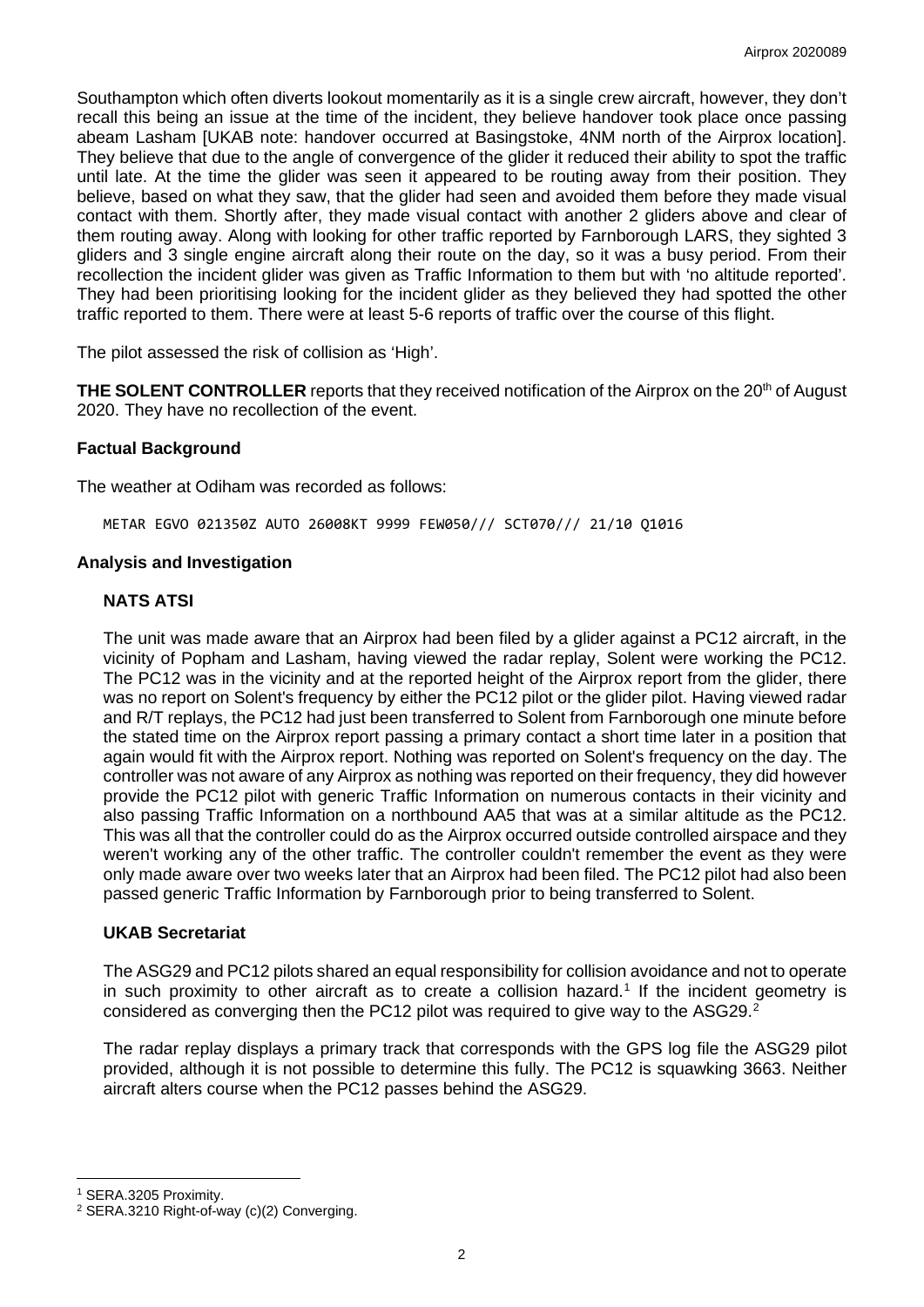Southampton which often diverts lookout momentarily as it is a single crew aircraft, however, they don't recall this being an issue at the time of the incident, they believe handover took place once passing abeam Lasham [UKAB note: handover occurred at Basingstoke, 4NM north of the Airprox location]. They believe that due to the angle of convergence of the glider it reduced their ability to spot the traffic until late. At the time the glider was seen it appeared to be routing away from their position. They believe, based on what they saw, that the glider had seen and avoided them before they made visual contact with them. Shortly after, they made visual contact with another 2 gliders above and clear of them routing away. Along with looking for other traffic reported by Farnborough LARS, they sighted 3 gliders and 3 single engine aircraft along their route on the day, so it was a busy period. From their recollection the incident glider was given as Traffic Information to them but with 'no altitude reported'. They had been prioritising looking for the incident glider as they believed they had spotted the other traffic reported to them. There were at least 5-6 reports of traffic over the course of this flight.

The pilot assessed the risk of collision as 'High'.

**THE SOLENT CONTROLLER** reports that they received notification of the Airprox on the 20th of August 2020. They have no recollection of the event.

### Factual Background

The weather at Odiham was recorded as follows:

```
METAR EGVO 021350Z AUTO 26008KT 9999 FEW050/// SCT070/// 21/10 Q1016
```

### Analysis and Investigation

#### NATS ATSI

The unit was made aware that an Airprox had been filed by a glider against a PC12 aircraft, in the vicinity of Popham and Lasham, having viewed the radar replay, Solent were working the PC12. The PC12 was in the vicinity and at the reported height of the Airprox report from the glider, there was no report on Solent's frequency by either the PC12 pilot or the glider pilot. Having viewed radar and R/T replays, the PC12 had just been transferred to Solent from Farnborough one minute before the stated time on the Airprox report passing a primary contact a short time later in a position that again would fit with the Airprox report. Nothing was reported on Solent's frequency on the day. The controller was not aware of any Airprox as nothing was reported on their frequency, they did however provide the PC12 pilot with generic Traffic Information on numerous contacts in their vicinity and also passing Traffic Information on a northbound AA5 that was at a similar altitude as the PC12. This was all that the controller could do as the Airprox occurred outside controlled airspace and they weren't working any of the other traffic. The controller couldn't remember the event as they were only made aware over two weeks later that an Airprox had been filed. The PC12 pilot had also been passed generic Traffic Information by Farnborough prior to being transferred to Solent.

#### UKAB Secretariat

The ASG29 and PC12 pilots shared an equal responsibility for collision avoidance and not to operate in such proximity to other aircraft as to create a collision hazard.[1] If the incident geometry is considered as converging then the PC12 pilot was required to give way to the ASG29.[2]

The radar replay displays a primary track that corresponds with the GPS log file the ASG29 pilot provided, although it is not possible to determine this fully. The PC12 is squawking 3663. Neither aircraft alters course when the PC12 passes behind the ASG29.

[1] SERA.3205 Proximity.

[2] SERA.3210 Right-of-way (c)(2) Converging.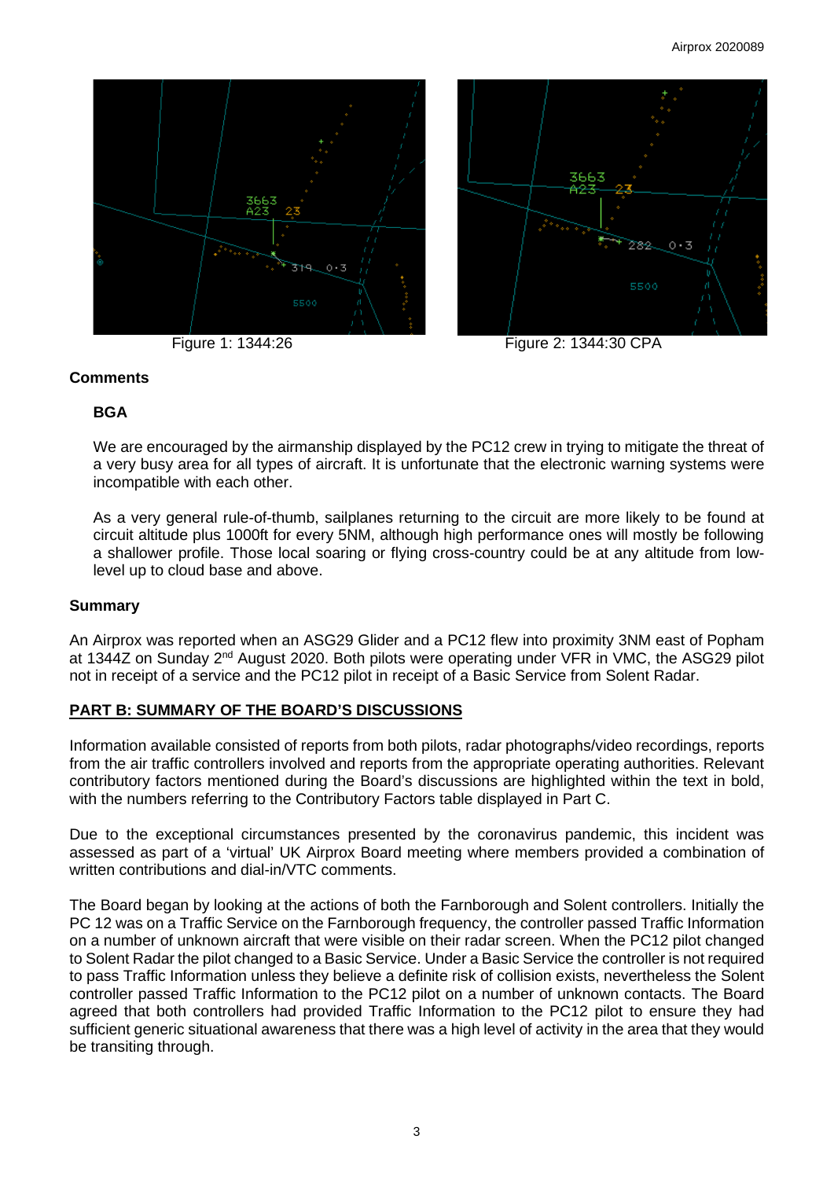Figure 1: 1344:26

Figure 2: 1344:30 CPA

## Comments

### BGA

We are encouraged by the airmanship displayed by the PC12 crew in trying to mitigate the threat of a very busy area for all types of aircraft. It is unfortunate that the electronic warning systems were incompatible with each other.

As a very general rule-of-thumb, sailplanes returning to the circuit are more likely to be found at circuit altitude plus 1000ft for every 5NM, although high performance ones will mostly be following a shallower profile. Those local soaring or flying cross-country could be at any altitude from low-level up to cloud base and above.

## Summary

An Airprox was reported when an ASG29 Glider and a PC12 flew into proximity 3NM east of Popham at 1344Z on Sunday 2nd August 2020. Both pilots were operating under VFR in VMC, the ASG29 pilot not in receipt of a service and the PC12 pilot in receipt of a Basic Service from Solent Radar.

## PART B: SUMMARY OF THE BOARD'S DISCUSSIONS

Information available consisted of reports from both pilots, radar photographs/video recordings, reports from the air traffic controllers involved and reports from the appropriate operating authorities. Relevant contributory factors mentioned during the Board's discussions are highlighted within the text in bold, with the numbers referring to the Contributory Factors table displayed in Part C.

Due to the exceptional circumstances presented by the coronavirus pandemic, this incident was assessed as part of a 'virtual' UK Airprox Board meeting where members provided a combination of written contributions and dial-in/VTC comments.

The Board began by looking at the actions of both the Farnborough and Solent controllers. Initially the PC 12 was on a Traffic Service on the Farnborough frequency, the controller passed Traffic Information on a number of unknown aircraft that were visible on their radar screen. When the PC12 pilot changed to Solent Radar the pilot changed to a Basic Service. Under a Basic Service the controller is not required to pass Traffic Information unless they believe a definite risk of collision exists, nevertheless the Solent controller passed Traffic Information to the PC12 pilot on a number of unknown contacts. The Board agreed that both controllers had provided Traffic Information to the PC12 pilot to ensure they had sufficient generic situational awareness that there was a high level of activity in the area that they would be transiting through.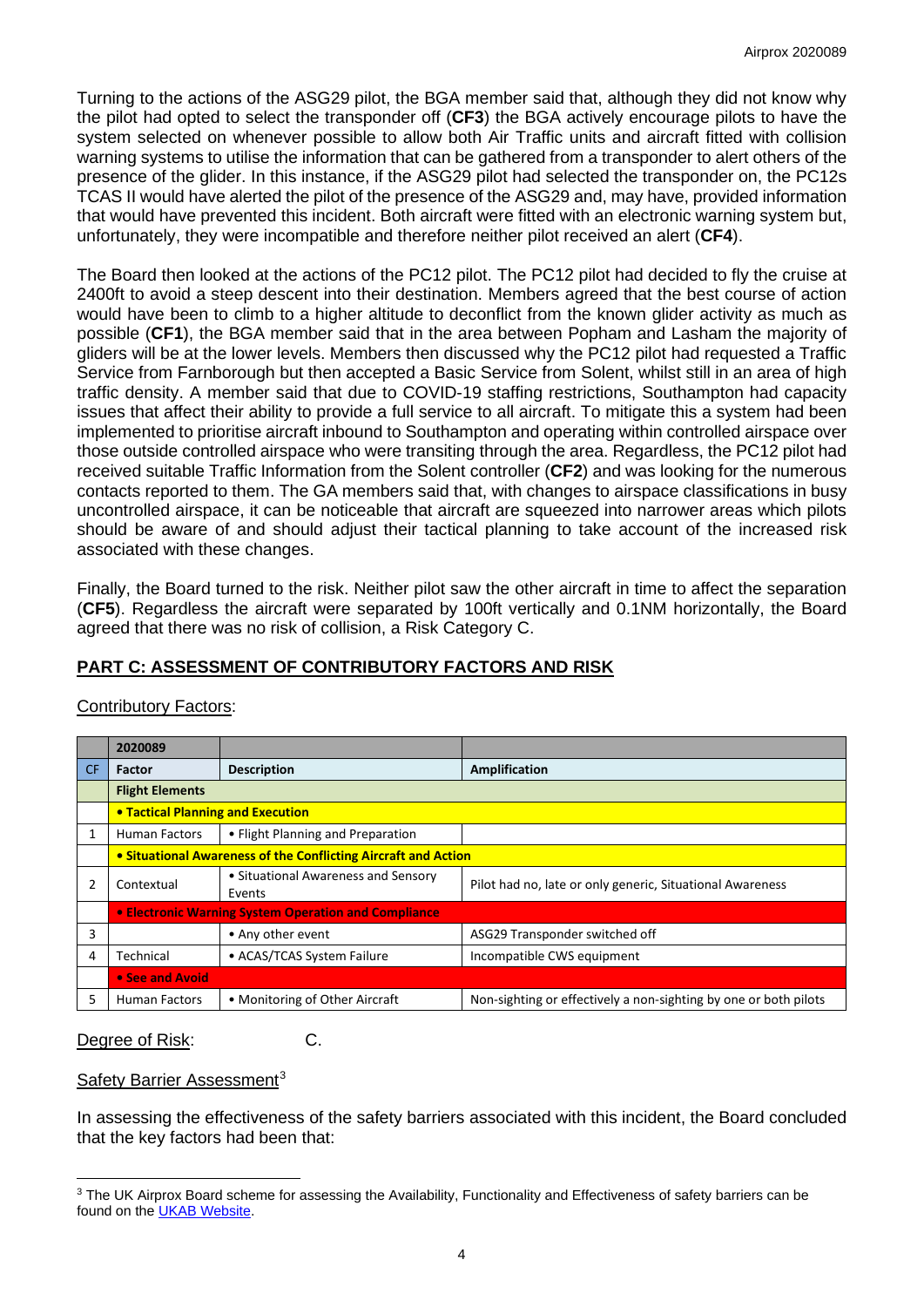Turning to the actions of the ASG29 pilot, the BGA member said that, although they did not know why the pilot had opted to select the transponder off (**CF3**) the BGA actively encourage pilots to have the system selected on whenever possible to allow both Air Traffic units and aircraft fitted with collision warning systems to utilise the information that can be gathered from a transponder to alert others of the presence of the glider. In this instance, if the ASG29 pilot had selected the transponder on, the PC12s TCAS II would have alerted the pilot of the presence of the ASG29 and, may have, provided information that would have prevented this incident. Both aircraft were fitted with an electronic warning system but, unfortunately, they were incompatible and therefore neither pilot received an alert (**CF4**).

The Board then looked at the actions of the PC12 pilot. The PC12 pilot had decided to fly the cruise at 2400ft to avoid a steep descent into their destination. Members agreed that the best course of action would have been to climb to a higher altitude to deconflict from the known glider activity as much as possible (**CF1**), the BGA member said that in the area between Popham and Lasham the majority of gliders will be at the lower levels. Members then discussed why the PC12 pilot had requested a Traffic Service from Farnborough but then accepted a Basic Service from Solent, whilst still in an area of high traffic density. A member said that due to COVID-19 staffing restrictions, Southampton had capacity issues that affect their ability to provide a full service to all aircraft. To mitigate this a system had been implemented to prioritise aircraft inbound to Southampton and operating within controlled airspace over those outside controlled airspace who were transiting through the area. Regardless, the PC12 pilot had received suitable Traffic Information from the Solent controller (**CF2**) and was looking for the numerous contacts reported to them. The GA members said that, with changes to airspace classifications in busy uncontrolled airspace, it can be noticeable that aircraft are squeezed into narrower areas which pilots should be aware of and should adjust their tactical planning to take account of the increased risk associated with these changes.

Finally, the Board turned to the risk. Neither pilot saw the other aircraft in time to affect the separation (**CF5**). Regardless the aircraft were separated by 100ft vertically and 0.1NM horizontally, the Board agreed that there was no risk of collision, a Risk Category C.

## PART C: ASSESSMENT OF CONTRIBUTORY FACTORS AND RISK

Contributory Factors:

| | 2020089 | | |
|---|---|---|---|
| CF | Factor | Description | Amplification |
| | **Flight Elements** | | |
| | **• Tactical Planning and Execution** | | |
| 1 | Human Factors | • Flight Planning and Preparation | |
| | **• Situational Awareness of the Conflicting Aircraft and Action** | | |
| 2 | Contextual | • Situational Awareness and Sensory Events | Pilot had no, late or only generic, Situational Awareness |
| | **• Electronic Warning System Operation and Compliance** | | |
| 3 | | • Any other event | ASG29 Transponder switched off |
| 4 | Technical | • ACAS/TCAS System Failure | Incompatible CWS equipment |
| | **• See and Avoid** | | |
| 5 | Human Factors | • Monitoring of Other Aircraft | Non-sighting or effectively a non-sighting by one or both pilots |

Degree of Risk: C.

Safety Barrier Assessment[3]

In assessing the effectiveness of the safety barriers associated with this incident, the Board concluded that the key factors had been that:

[3] The UK Airprox Board scheme for assessing the Availability, Functionality and Effectiveness of safety barriers can be found on the UKAB Website.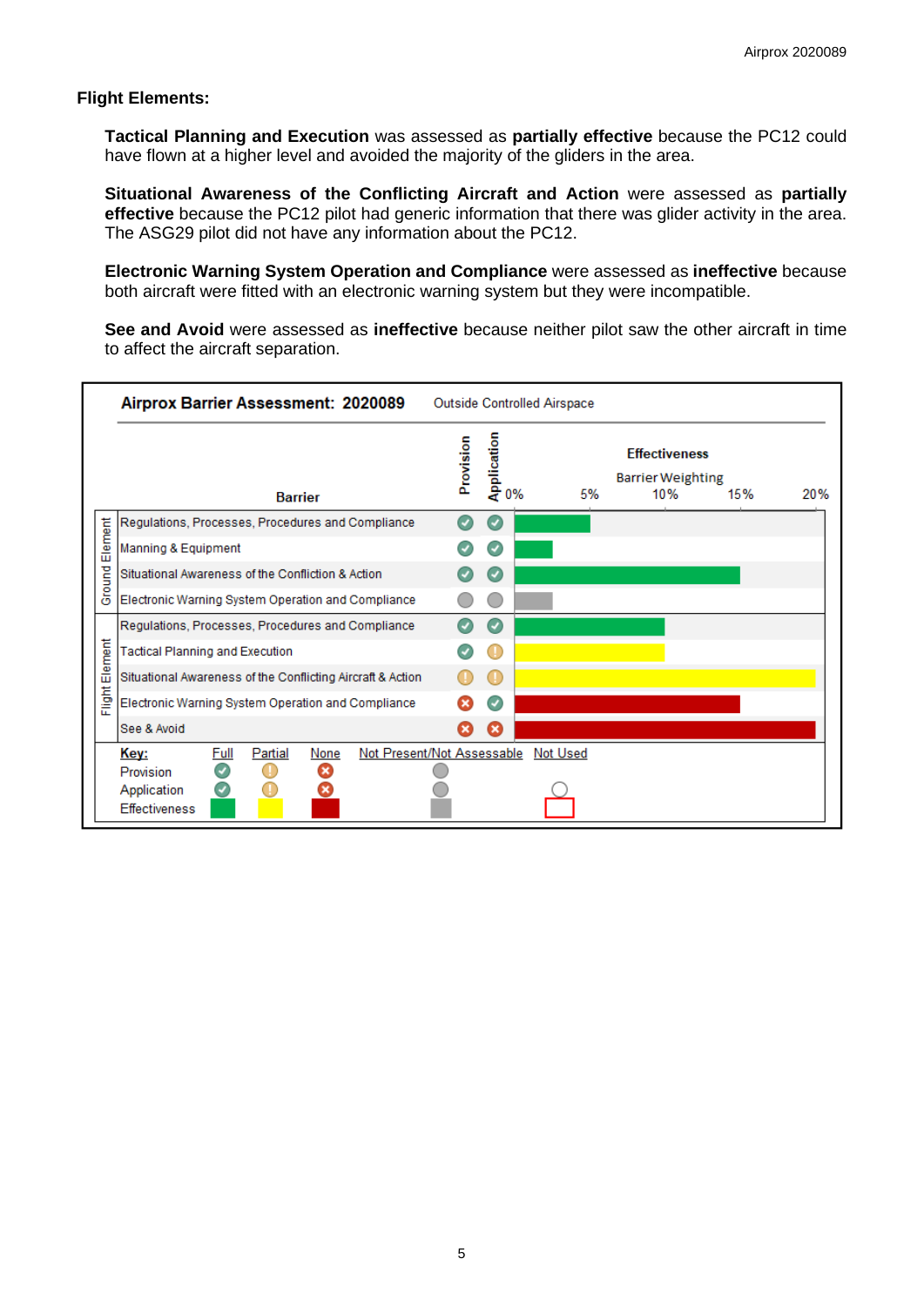**Flight Elements:**

**Tactical Planning and Execution** was assessed as **partially effective** because the PC12 could have flown at a higher level and avoided the majority of the gliders in the area.

**Situational Awareness of the Conflicting Aircraft and Action** were assessed as **partially effective** because the PC12 pilot had generic information that there was glider activity in the area. The ASG29 pilot did not have any information about the PC12.

**Electronic Warning System Operation and Compliance** were assessed as **ineffective** because both aircraft were fitted with an electronic warning system but they were incompatible.

**See and Avoid** were assessed as **ineffective** because neither pilot saw the other aircraft in time to affect the aircraft separation.

**Airprox Barrier Assessment: 2020089**

Outside Controlled Airspace

Barrier

Provision

Application

Effectiveness

Barrier Weighting

0% 5% 10% 15% 20%

Ground Element

Regulations, Processes, Procedures and Compliance

Manning & Equipment

Situational Awareness of the Confliction & Action

Electronic Warning System Operation and Compliance

Flight Element

Regulations, Processes, Procedures and Compliance

Tactical Planning and Execution

Situational Awareness of the Conflicting Aircraft & Action

Electronic Warning System Operation and Compliance

See & Avoid

Key: Full Partial None Not Present/Not Assessable Not Used

Provision

Application

Effectiveness